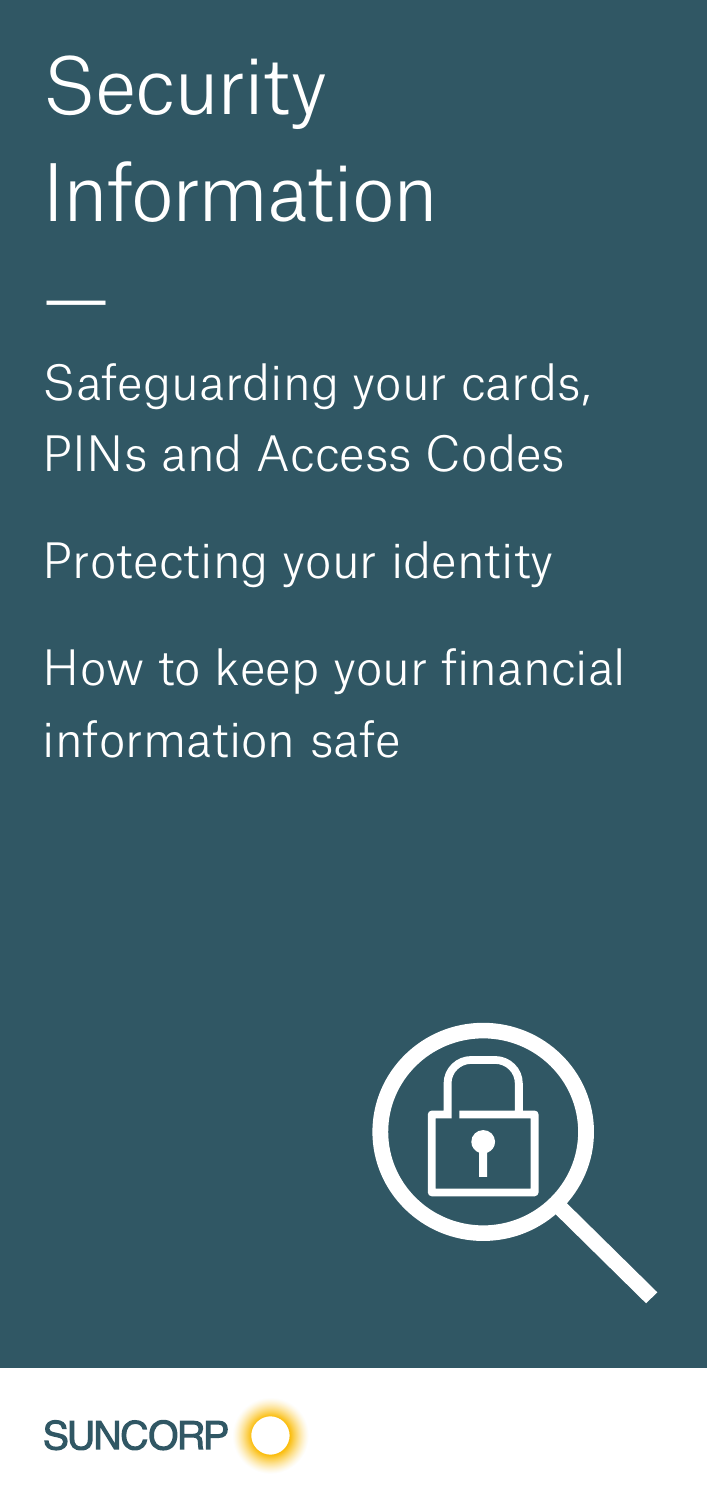# Security Information

—

Safeguarding your cards, PINs and Access Codes

Protecting your identity

How to keep your financial information safe

SUNCORP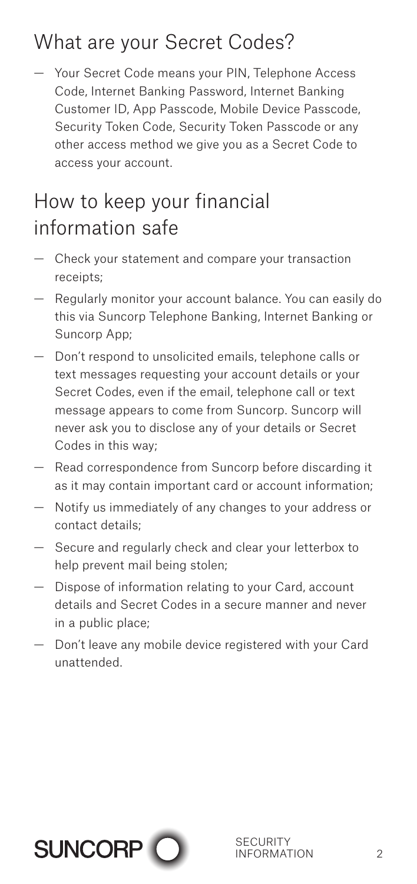## What are your Secret Codes?

- Your Secret Code means your PIN, Telephone Access Code, Internet Banking Password, Internet Banking Customer ID, App Passcode, Mobile Device Passcode, Security Token Code, Security Token Passcode or any other access method we give you as a Secret Code to access your account.

## How to keep your financial information safe

- Check your statement and compare your transaction receipts;
- Regularly monitor your account balance. You can easily do this via Suncorp Telephone Banking, Internet Banking or Suncorp App;
- Don't respond to unsolicited emails, telephone calls or text messages requesting your account details or your Secret Codes, even if the email, telephone call or text message appears to come from Suncorp. Suncorp will never ask you to disclose any of your details or Secret Codes in this way;
- Read correspondence from Suncorp before discarding it as it may contain important card or account information;
- Notify us immediately of any changes to your address or contact details;
- Secure and regularly check and clear your letterbox to help prevent mail being stolen;
- Dispose of information relating to your Card, account details and Secret Codes in a secure manner and never in a public place;
- Don't leave any mobile device registered with your Card unattended.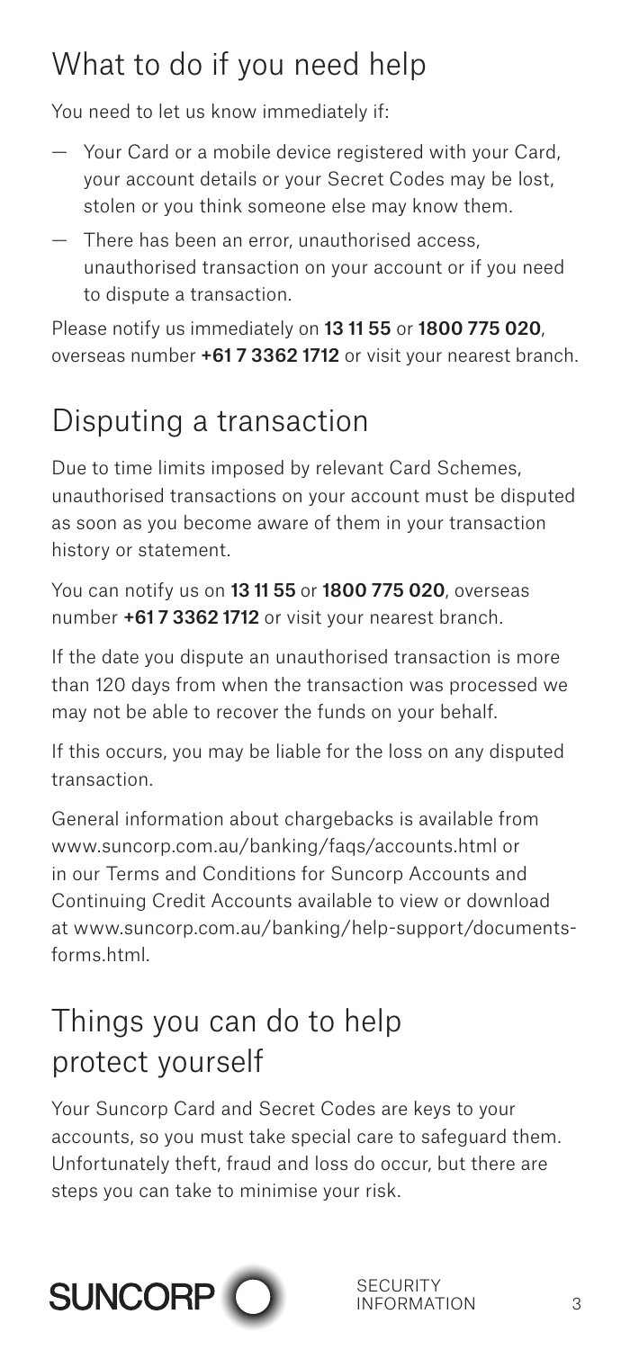## What to do if you need help

You need to let us know immediately if:

- Your Card or a mobile device registered with your Card, your account details or your Secret Codes may be lost, stolen or you think someone else may know them.
- There has been an error, unauthorised access, unauthorised transaction on your account or if you need to dispute a transaction.

Please notify us immediately on **13 11 55** or **1800 775 020**, overseas number **+61 7 3362 1712** or visit your nearest branch.

## Disputing a transaction

Due to time limits imposed by relevant Card Schemes, unauthorised transactions on your account must be disputed as soon as you become aware of them in your transaction history or statement.

You can notify us on **13 11 55** or **1800 775 020**, overseas number **+61 7 3362 1712** or visit your nearest branch.

If the date you dispute an unauthorised transaction is more than 120 days from when the transaction was processed we may not be able to recover the funds on your behalf.

If this occurs, you may be liable for the loss on any disputed transaction.

General information about chargebacks is available from www.suncorp.com.au/banking/faqs/accounts.html or in our Terms and Conditions for Suncorp Accounts and Continuing Credit Accounts available to view or download at www.suncorp.com.au/banking/help-support/documents-forms.html.

## Things you can do to help protect yourself

Your Suncorp Card and Secret Codes are keys to your accounts, so you must take special care to safeguard them. Unfortunately theft, fraud and loss do occur, but there are steps you can take to minimise your risk.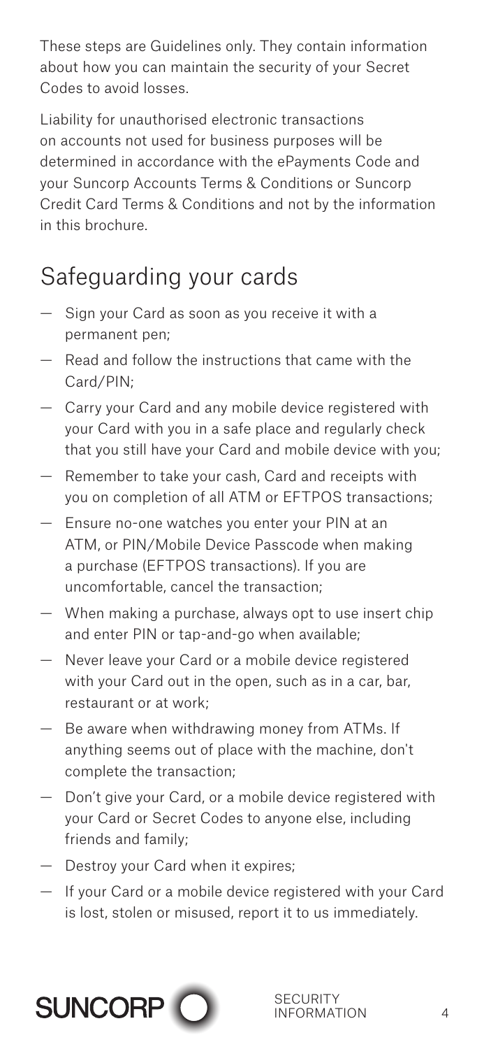These steps are Guidelines only. They contain information about how you can maintain the security of your Secret Codes to avoid losses.

Liability for unauthorised electronic transactions on accounts not used for business purposes will be determined in accordance with the ePayments Code and your Suncorp Accounts Terms & Conditions or Suncorp Credit Card Terms & Conditions and not by the information in this brochure.

## Safeguarding your cards

- Sign your Card as soon as you receive it with a permanent pen;
- Read and follow the instructions that came with the Card/PIN;
- Carry your Card and any mobile device registered with your Card with you in a safe place and regularly check that you still have your Card and mobile device with you;
- Remember to take your cash, Card and receipts with you on completion of all ATM or EFTPOS transactions;
- Ensure no-one watches you enter your PIN at an ATM, or PIN/Mobile Device Passcode when making a purchase (EFTPOS transactions). If you are uncomfortable, cancel the transaction;
- When making a purchase, always opt to use insert chip and enter PIN or tap-and-go when available;
- Never leave your Card or a mobile device registered with your Card out in the open, such as in a car, bar, restaurant or at work;
- Be aware when withdrawing money from ATMs. If anything seems out of place with the machine, don't complete the transaction;
- Don't give your Card, or a mobile device registered with your Card or Secret Codes to anyone else, including friends and family;
- Destroy your Card when it expires;
- If your Card or a mobile device registered with your Card is lost, stolen or misused, report it to us immediately.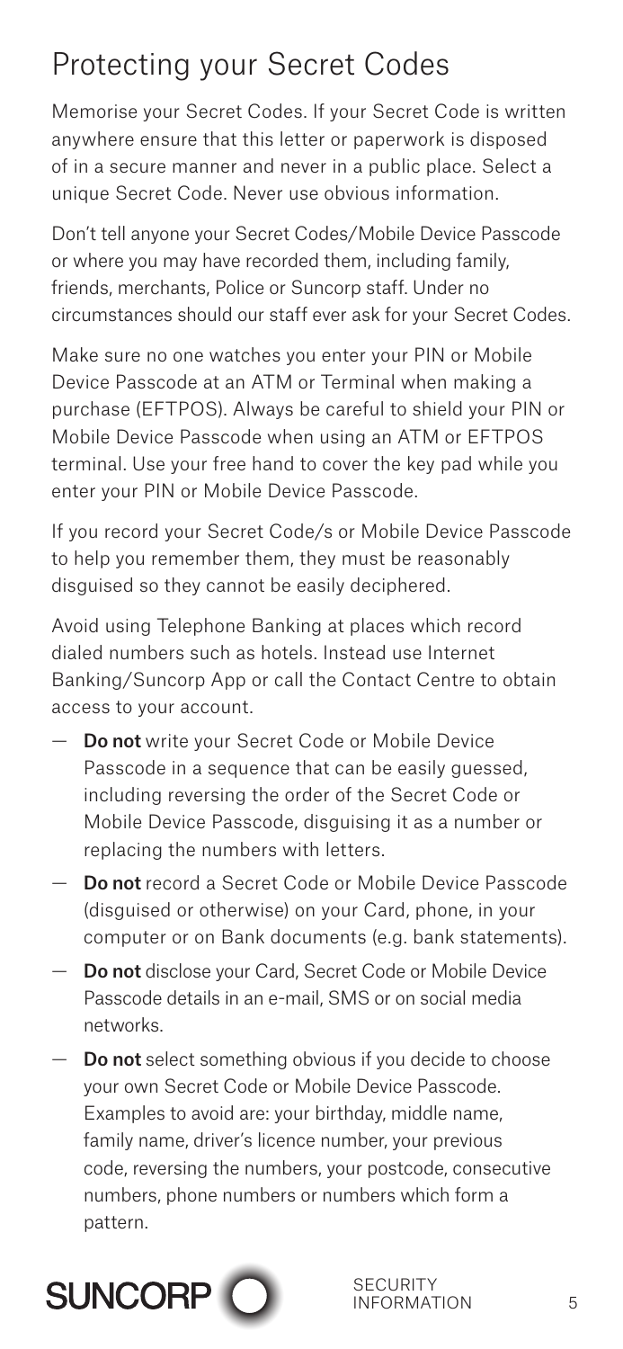## Protecting your Secret Codes

Memorise your Secret Codes. If your Secret Code is written anywhere ensure that this letter or paperwork is disposed of in a secure manner and never in a public place. Select a unique Secret Code. Never use obvious information.

Don't tell anyone your Secret Codes/Mobile Device Passcode or where you may have recorded them, including family, friends, merchants, Police or Suncorp staff. Under no circumstances should our staff ever ask for your Secret Codes.

Make sure no one watches you enter your PIN or Mobile Device Passcode at an ATM or Terminal when making a purchase (EFTPOS). Always be careful to shield your PIN or Mobile Device Passcode when using an ATM or EFTPOS terminal. Use your free hand to cover the key pad while you enter your PIN or Mobile Device Passcode.

If you record your Secret Code/s or Mobile Device Passcode to help you remember them, they must be reasonably disguised so they cannot be easily deciphered.

Avoid using Telephone Banking at places which record dialed numbers such as hotels. Instead use Internet Banking/Suncorp App or call the Contact Centre to obtain access to your account.

- **Do not** write your Secret Code or Mobile Device Passcode in a sequence that can be easily guessed, including reversing the order of the Secret Code or Mobile Device Passcode, disguising it as a number or replacing the numbers with letters.
- **Do not** record a Secret Code or Mobile Device Passcode (disguised or otherwise) on your Card, phone, in your computer or on Bank documents (e.g. bank statements).
- **Do not** disclose your Card, Secret Code or Mobile Device Passcode details in an e-mail, SMS or on social media networks.
- **Do not** select something obvious if you decide to choose your own Secret Code or Mobile Device Passcode. Examples to avoid are: your birthday, middle name, family name, driver's licence number, your previous code, reversing the numbers, your postcode, consecutive numbers, phone numbers or numbers which form a pattern.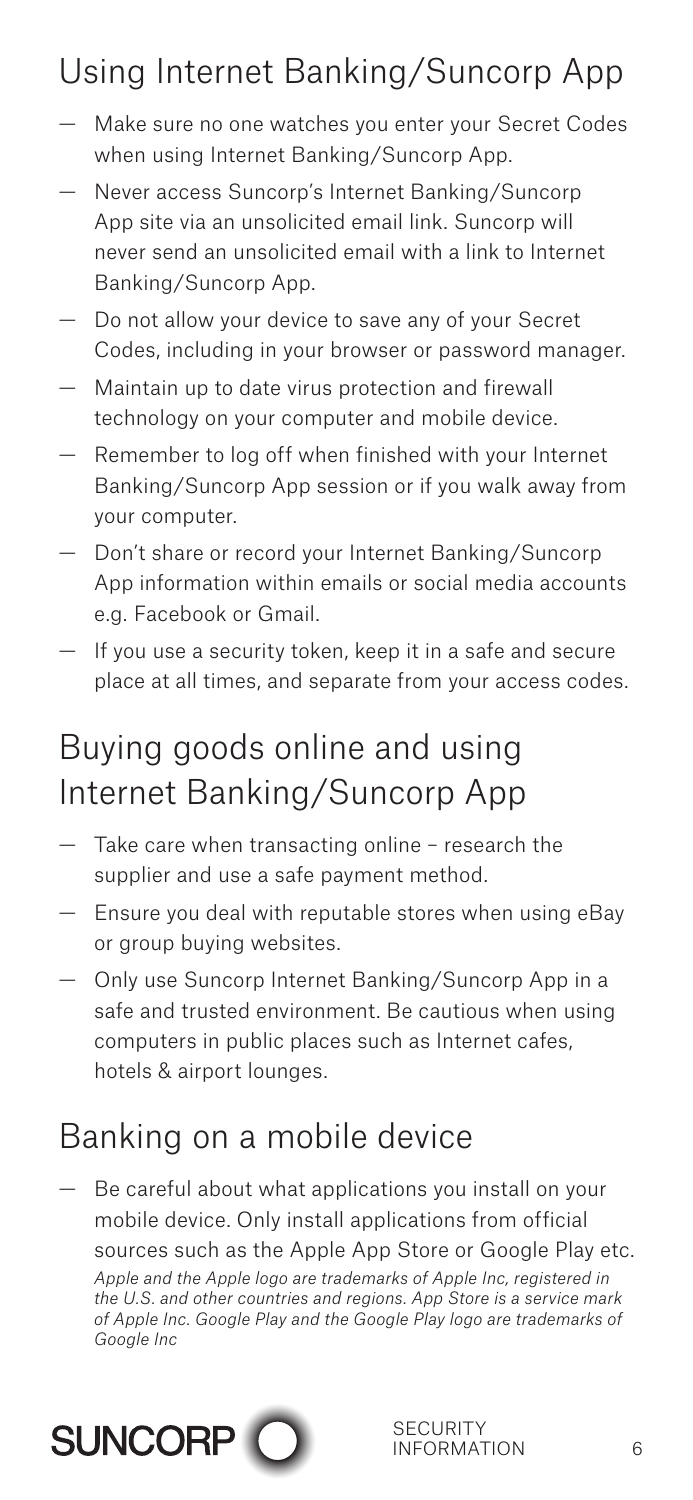## Using Internet Banking/Suncorp App

- Make sure no one watches you enter your Secret Codes when using Internet Banking/Suncorp App.
- Never access Suncorp's Internet Banking/Suncorp App site via an unsolicited email link. Suncorp will never send an unsolicited email with a link to Internet Banking/Suncorp App.
- Do not allow your device to save any of your Secret Codes, including in your browser or password manager.
- Maintain up to date virus protection and firewall technology on your computer and mobile device.
- Remember to log off when finished with your Internet Banking/Suncorp App session or if you walk away from your computer.
- Don't share or record your Internet Banking/Suncorp App information within emails or social media accounts e.g. Facebook or Gmail.
- If you use a security token, keep it in a safe and secure place at all times, and separate from your access codes.

## Buying goods online and using Internet Banking/Suncorp App

- Take care when transacting online – research the supplier and use a safe payment method.
- Ensure you deal with reputable stores when using eBay or group buying websites.
- Only use Suncorp Internet Banking/Suncorp App in a safe and trusted environment. Be cautious when using computers in public places such as Internet cafes, hotels & airport lounges.

## Banking on a mobile device

- Be careful about what applications you install on your mobile device. Only install applications from official sources such as the Apple App Store or Google Play etc.

  *Apple and the Apple logo are trademarks of Apple Inc, registered in the U.S. and other countries and regions. App Store is a service mark of Apple Inc. Google Play and the Google Play logo are trademarks of Google Inc*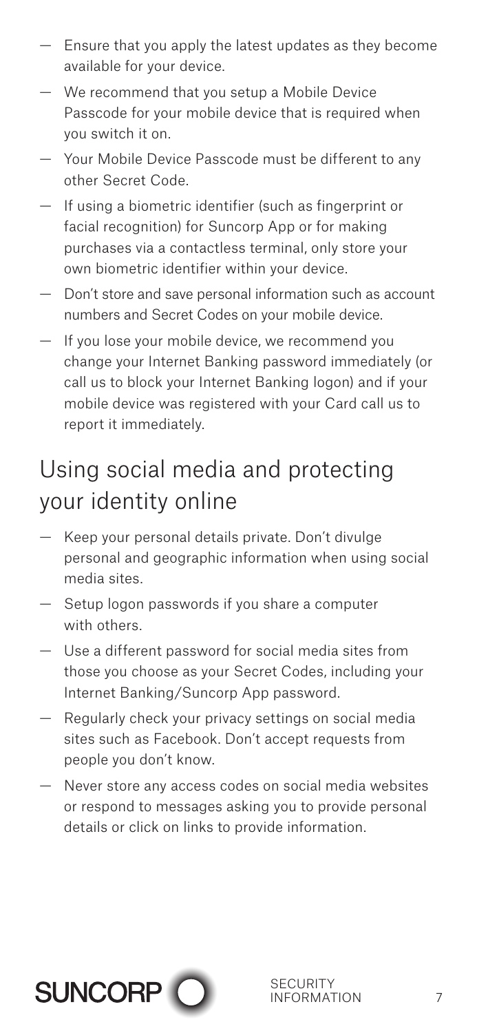- Ensure that you apply the latest updates as they become available for your device.
- We recommend that you setup a Mobile Device Passcode for your mobile device that is required when you switch it on.
- Your Mobile Device Passcode must be different to any other Secret Code.
- If using a biometric identifier (such as fingerprint or facial recognition) for Suncorp App or for making purchases via a contactless terminal, only store your own biometric identifier within your device.
- Don't store and save personal information such as account numbers and Secret Codes on your mobile device.
- If you lose your mobile device, we recommend you change your Internet Banking password immediately (or call us to block your Internet Banking logon) and if your mobile device was registered with your Card call us to report it immediately.

## Using social media and protecting your identity online

- Keep your personal details private. Don't divulge personal and geographic information when using social media sites.
- Setup logon passwords if you share a computer with others.
- Use a different password for social media sites from those you choose as your Secret Codes, including your Internet Banking/Suncorp App password.
- Regularly check your privacy settings on social media sites such as Facebook. Don't accept requests from people you don't know.
- Never store any access codes on social media websites or respond to messages asking you to provide personal details or click on links to provide information.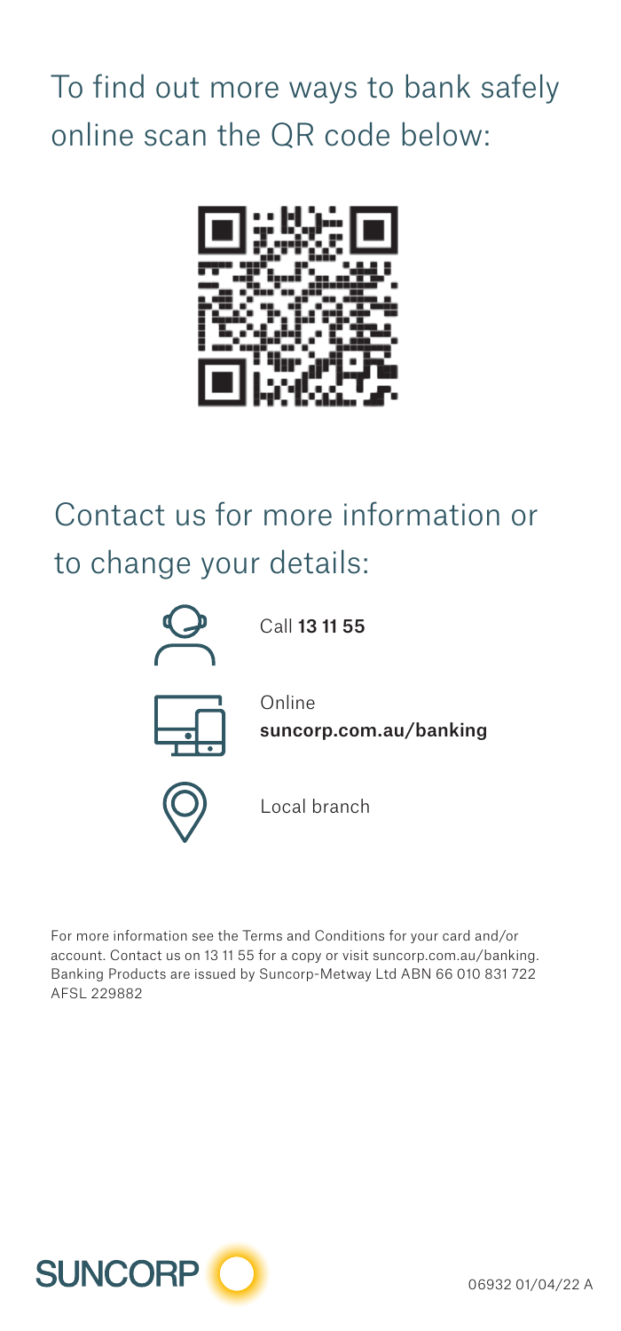# To find out more ways to bank safely online scan the QR code below:

# Contact us for more information or to change your details:

Call **13 11 55**

Online
**suncorp.com.au/banking**

Local branch

For more information see the Terms and Conditions for your card and/or account. Contact us on 13 11 55 for a copy or visit suncorp.com.au/banking. Banking Products are issued by Suncorp-Metway Ltd ABN 66 010 831 722 AFSL 229882

SUNCORP

06932 01/04/22 A